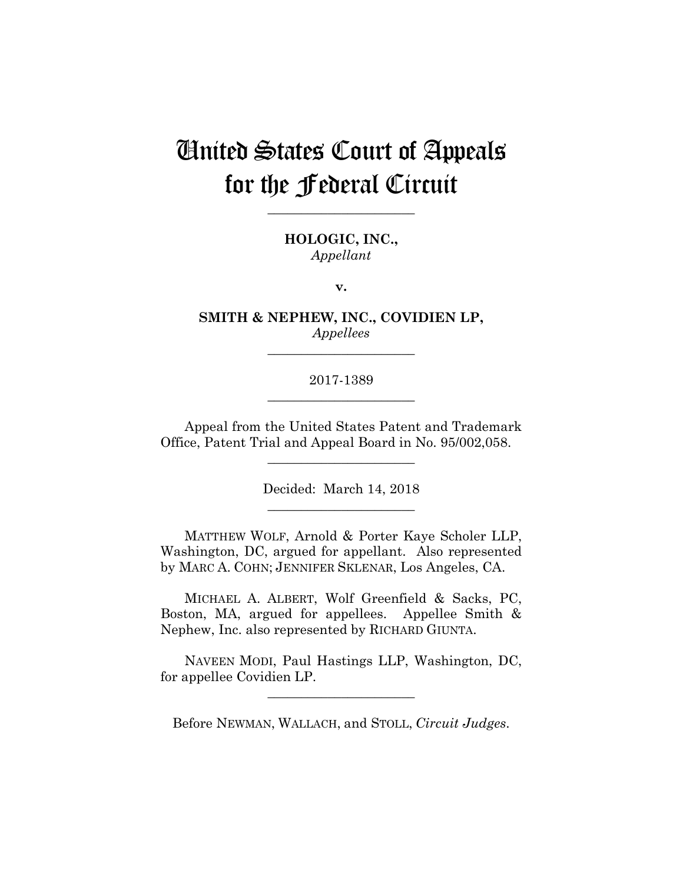# United States Court of Appeals for the Federal Circuit

______________________

**HOLOGIC, INC.,**
*Appellant*

**v.**

**SMITH & NEPHEW, INC., COVIDIEN LP,**
*Appellees*

______________________

2017-1389

______________________

Appeal from the United States Patent and Trademark Office, Patent Trial and Appeal Board in No. 95/002,058.

______________________

Decided: March 14, 2018

______________________

MATTHEW WOLF, Arnold & Porter Kaye Scholer LLP, Washington, DC, argued for appellant. Also represented by MARC A. COHN; JENNIFER SKLENAR, Los Angeles, CA.

MICHAEL A. ALBERT, Wolf Greenfield & Sacks, PC, Boston, MA, argued for appellees. Appellee Smith & Nephew, Inc. also represented by RICHARD GIUNTA.

NAVEEN MODI, Paul Hastings LLP, Washington, DC, for appellee Covidien LP.

______________________

Before NEWMAN, WALLACH, and STOLL, *Circuit Judges*.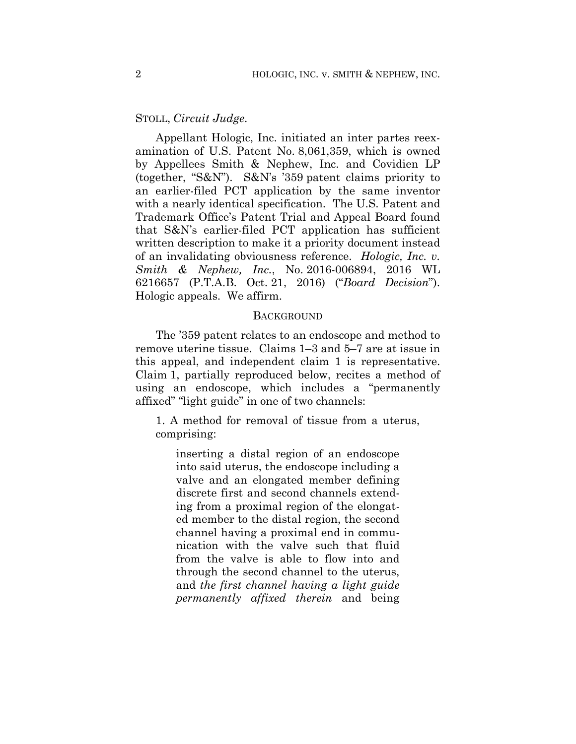STOLL, *Circuit Judge*.

Appellant Hologic, Inc. initiated an inter partes reexamination of U.S. Patent No. 8,061,359, which is owned by Appellees Smith & Nephew, Inc. and Covidien LP (together, "S&N"). S&N's '359 patent claims priority to an earlier-filed PCT application by the same inventor with a nearly identical specification. The U.S. Patent and Trademark Office's Patent Trial and Appeal Board found that S&N's earlier-filed PCT application has sufficient written description to make it a priority document instead of an invalidating obviousness reference. *Hologic, Inc. v. Smith & Nephew, Inc.*, No. 2016-006894, 2016 WL 6216657 (P.T.A.B. Oct. 21, 2016) ("*Board Decision*"). Hologic appeals. We affirm.

## BACKGROUND

The '359 patent relates to an endoscope and method to remove uterine tissue. Claims 1–3 and 5–7 are at issue in this appeal, and independent claim 1 is representative. Claim 1, partially reproduced below, recites a method of using an endoscope, which includes a "permanently affixed" "light guide" in one of two channels:

> 1. A method for removal of tissue from a uterus, comprising:
>
> > inserting a distal region of an endoscope into said uterus, the endoscope including a valve and an elongated member defining discrete first and second channels extending from a proximal region of the elongated member to the distal region, the second channel having a proximal end in communication with the valve such that fluid from the valve is able to flow into and through the second channel to the uterus, and *the first channel having a light guide permanently affixed therein* and being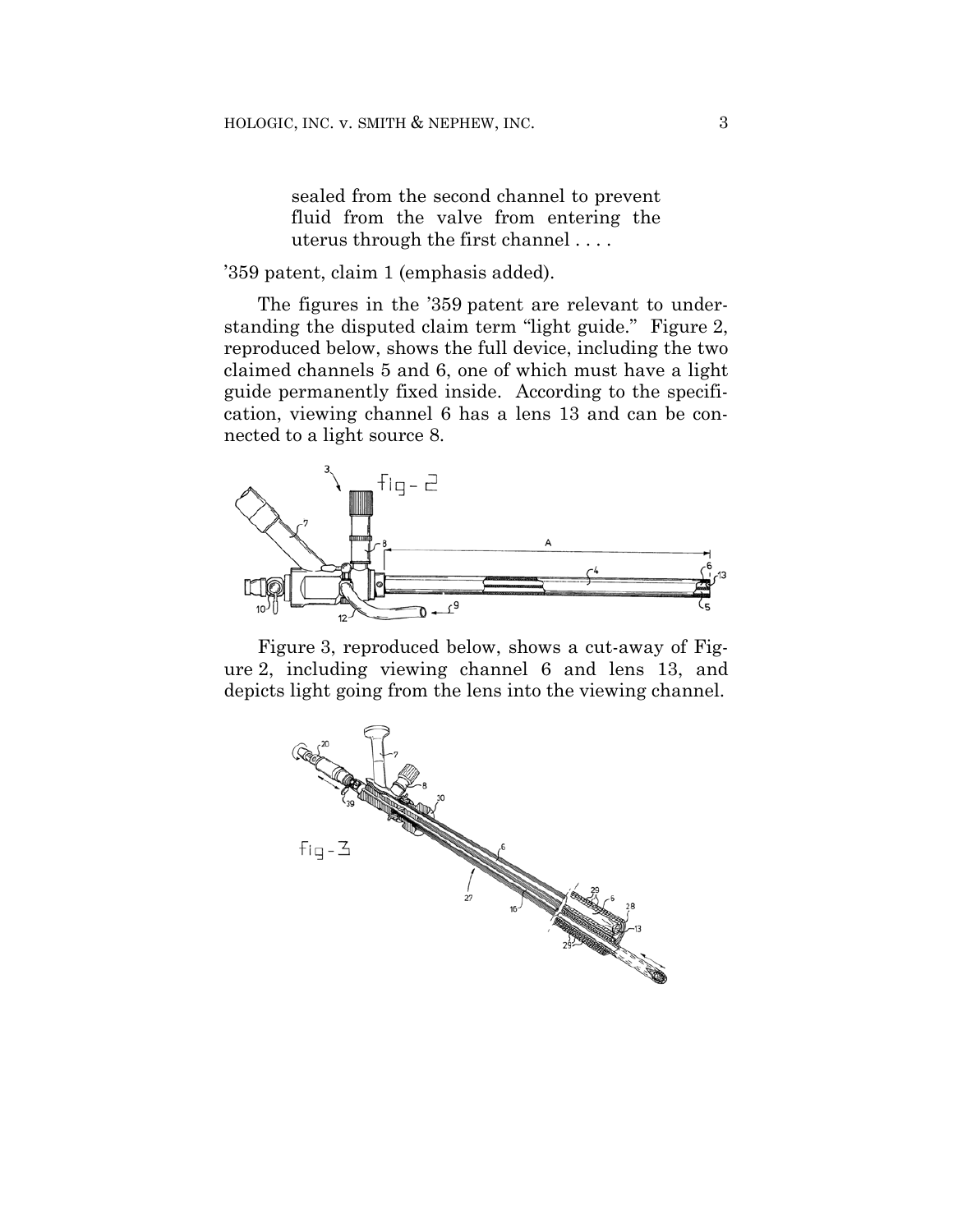sealed from the second channel to prevent fluid from the valve from entering the uterus through the first channel . . . .

'359 patent, claim 1 (emphasis added).

The figures in the '359 patent are relevant to understanding the disputed claim term "light guide." Figure 2, reproduced below, shows the full device, including the two claimed channels 5 and 6, one of which must have a light guide permanently fixed inside. According to the specification, viewing channel 6 has a lens 13 and can be connected to a light source 8.

Figure 3, reproduced below, shows a cut-away of Figure 2, including viewing channel 6 and lens 13, and depicts light going from the lens into the viewing channel.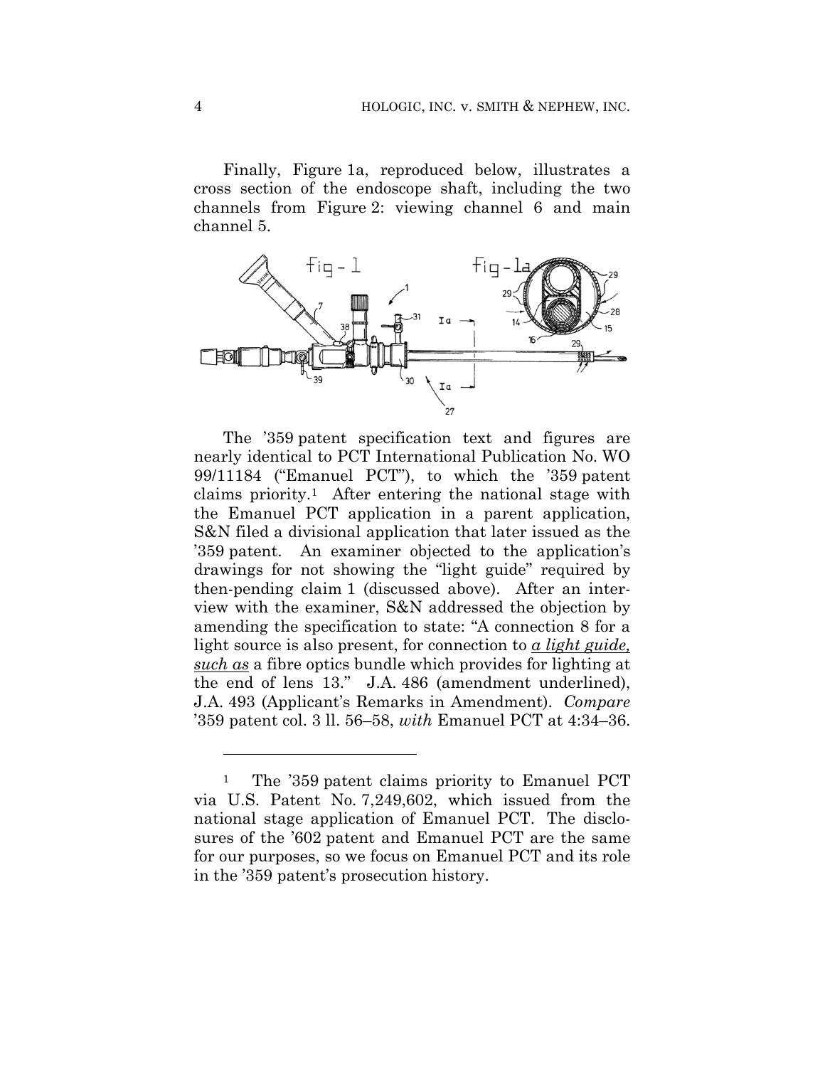Finally, Figure 1a, reproduced below, illustrates a cross section of the endoscope shaft, including the two channels from Figure 2: viewing channel 6 and main channel 5.

The '359 patent specification text and figures are nearly identical to PCT International Publication No. WO 99/11184 ("Emanuel PCT"), to which the '359 patent claims priority.[1] After entering the national stage with the Emanuel PCT application in a parent application, S&N filed a divisional application that later issued as the '359 patent. An examiner objected to the application's drawings for not showing the "light guide" required by then-pending claim 1 (discussed above). After an interview with the examiner, S&N addressed the objection by amending the specification to state: "A connection 8 for a light source is also present, for connection to _a light guide, such as_ a fibre optics bundle which provides for lighting at the end of lens 13." J.A. 486 (amendment underlined), J.A. 493 (Applicant's Remarks in Amendment). *Compare* '359 patent col. 3 ll. 56–58, *with* Emanuel PCT at 4:34–36.

---

[1] The '359 patent claims priority to Emanuel PCT via U.S. Patent No. 7,249,602, which issued from the national stage application of Emanuel PCT. The disclosures of the '602 patent and Emanuel PCT are the same for our purposes, so we focus on Emanuel PCT and its role in the '359 patent's prosecution history.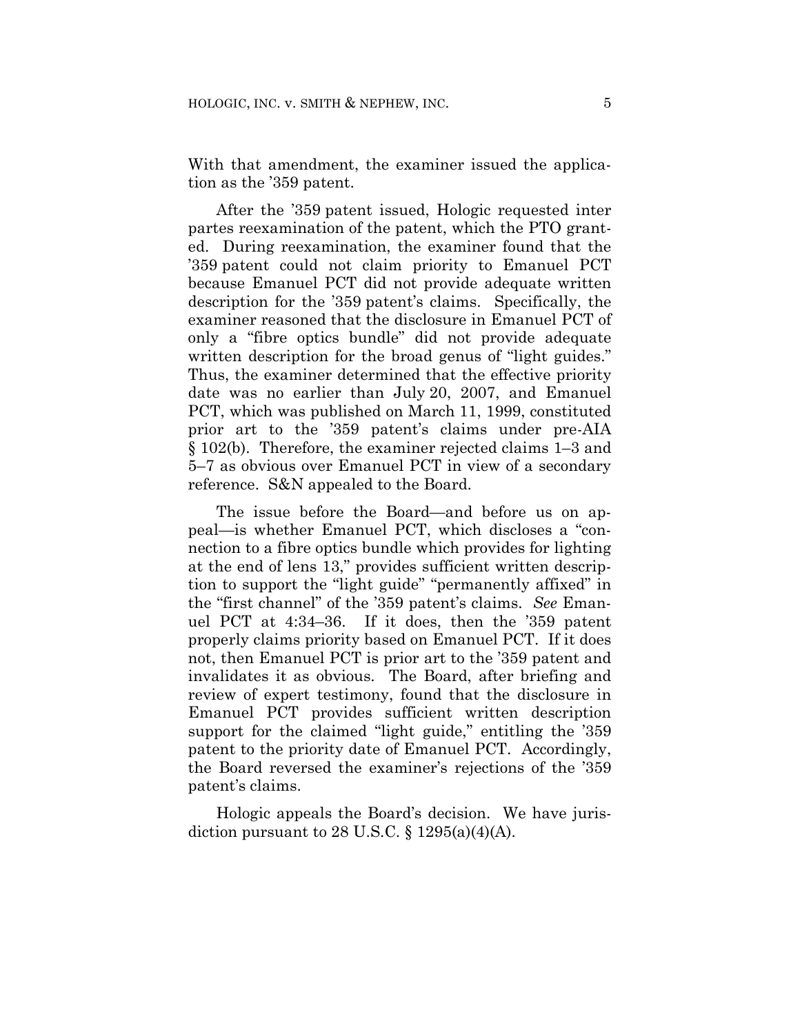With that amendment, the examiner issued the application as the '359 patent.

After the '359 patent issued, Hologic requested inter partes reexamination of the patent, which the PTO granted. During reexamination, the examiner found that the '359 patent could not claim priority to Emanuel PCT because Emanuel PCT did not provide adequate written description for the '359 patent's claims. Specifically, the examiner reasoned that the disclosure in Emanuel PCT of only a "fibre optics bundle" did not provide adequate written description for the broad genus of "light guides." Thus, the examiner determined that the effective priority date was no earlier than July 20, 2007, and Emanuel PCT, which was published on March 11, 1999, constituted prior art to the '359 patent's claims under pre-AIA § 102(b). Therefore, the examiner rejected claims 1–3 and 5–7 as obvious over Emanuel PCT in view of a secondary reference. S&N appealed to the Board.

The issue before the Board—and before us on appeal—is whether Emanuel PCT, which discloses a "connection to a fibre optics bundle which provides for lighting at the end of lens 13," provides sufficient written description to support the "light guide" "permanently affixed" in the "first channel" of the '359 patent's claims. *See* Emanuel PCT at 4:34–36. If it does, then the '359 patent properly claims priority based on Emanuel PCT. If it does not, then Emanuel PCT is prior art to the '359 patent and invalidates it as obvious. The Board, after briefing and review of expert testimony, found that the disclosure in Emanuel PCT provides sufficient written description support for the claimed "light guide," entitling the '359 patent to the priority date of Emanuel PCT. Accordingly, the Board reversed the examiner's rejections of the '359 patent's claims.

Hologic appeals the Board's decision. We have jurisdiction pursuant to 28 U.S.C. § 1295(a)(4)(A).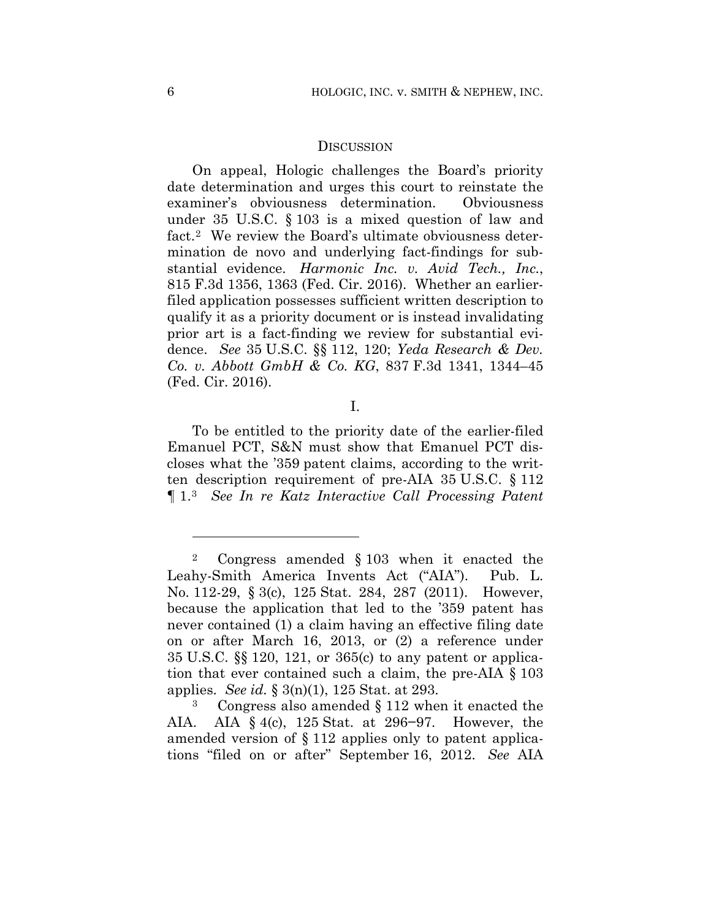## Discussion

On appeal, Hologic challenges the Board's priority date determination and urges this court to reinstate the examiner's obviousness determination. Obviousness under 35 U.S.C. § 103 is a mixed question of law and fact.[2] We review the Board's ultimate obviousness determination de novo and underlying fact-findings for substantial evidence. *Harmonic Inc. v. Avid Tech., Inc.*, 815 F.3d 1356, 1363 (Fed. Cir. 2016). Whether an earlier-filed application possesses sufficient written description to qualify it as a priority document or is instead invalidating prior art is a fact-finding we review for substantial evidence. *See* 35 U.S.C. §§ 112, 120; *Yeda Research & Dev. Co. v. Abbott GmbH & Co. KG*, 837 F.3d 1341, 1344–45 (Fed. Cir. 2016).

I.

To be entitled to the priority date of the earlier-filed Emanuel PCT, S&N must show that Emanuel PCT discloses what the '359 patent claims, according to the written description requirement of pre-AIA 35 U.S.C. § 112 ¶ 1.[3] *See In re Katz Interactive Call Processing Patent*

---

[2] Congress amended § 103 when it enacted the Leahy-Smith America Invents Act ("AIA"). Pub. L. No. 112-29, § 3(c), 125 Stat. 284, 287 (2011). However, because the application that led to the '359 patent has never contained (1) a claim having an effective filing date on or after March 16, 2013, or (2) a reference under 35 U.S.C. §§ 120, 121, or 365(c) to any patent or application that ever contained such a claim, the pre-AIA § 103 applies. *See id.* § 3(n)(1), 125 Stat. at 293.

[3] Congress also amended § 112 when it enacted the AIA. AIA § 4(c), 125 Stat. at 296−97. However, the amended version of § 112 applies only to patent applications "filed on or after" September 16, 2012. *See* AIA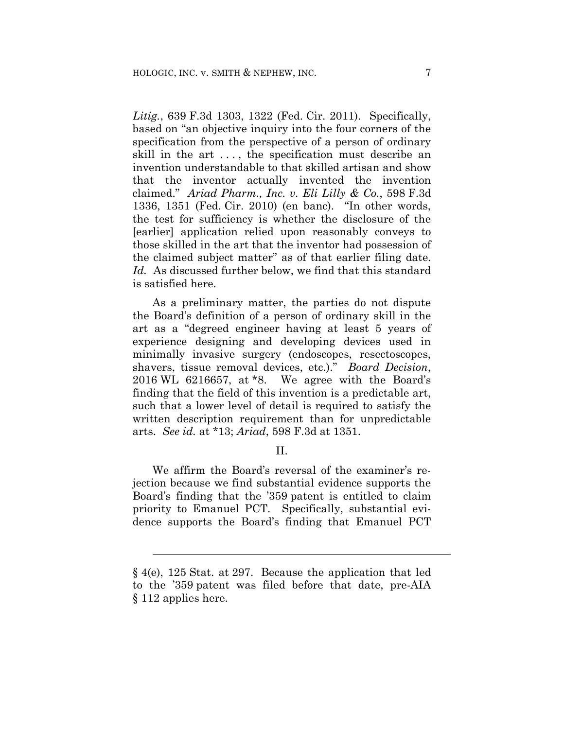*Litig.*, 639 F.3d 1303, 1322 (Fed. Cir. 2011). Specifically, based on "an objective inquiry into the four corners of the specification from the perspective of a person of ordinary skill in the art . . . , the specification must describe an invention understandable to that skilled artisan and show that the inventor actually invented the invention claimed." *Ariad Pharm., Inc. v. Eli Lilly & Co.*, 598 F.3d 1336, 1351 (Fed. Cir. 2010) (en banc). "In other words, the test for sufficiency is whether the disclosure of the [earlier] application relied upon reasonably conveys to those skilled in the art that the inventor had possession of the claimed subject matter" as of that earlier filing date. *Id.* As discussed further below, we find that this standard is satisfied here.

As a preliminary matter, the parties do not dispute the Board's definition of a person of ordinary skill in the art as a "degreed engineer having at least 5 years of experience designing and developing devices used in minimally invasive surgery (endoscopes, resectoscopes, shavers, tissue removal devices, etc.)." *Board Decision*, 2016 WL 6216657, at *8. We agree with the Board's finding that the field of this invention is a predictable art, such that a lower level of detail is required to satisfy the written description requirement than for unpredictable arts. *See id.* at *13; *Ariad*, 598 F.3d at 1351.

## II.

We affirm the Board's reversal of the examiner's rejection because we find substantial evidence supports the Board's finding that the '359 patent is entitled to claim priority to Emanuel PCT. Specifically, substantial evidence supports the Board's finding that Emanuel PCT

---

§ 4(e), 125 Stat. at 297. Because the application that led to the '359 patent was filed before that date, pre-AIA § 112 applies here.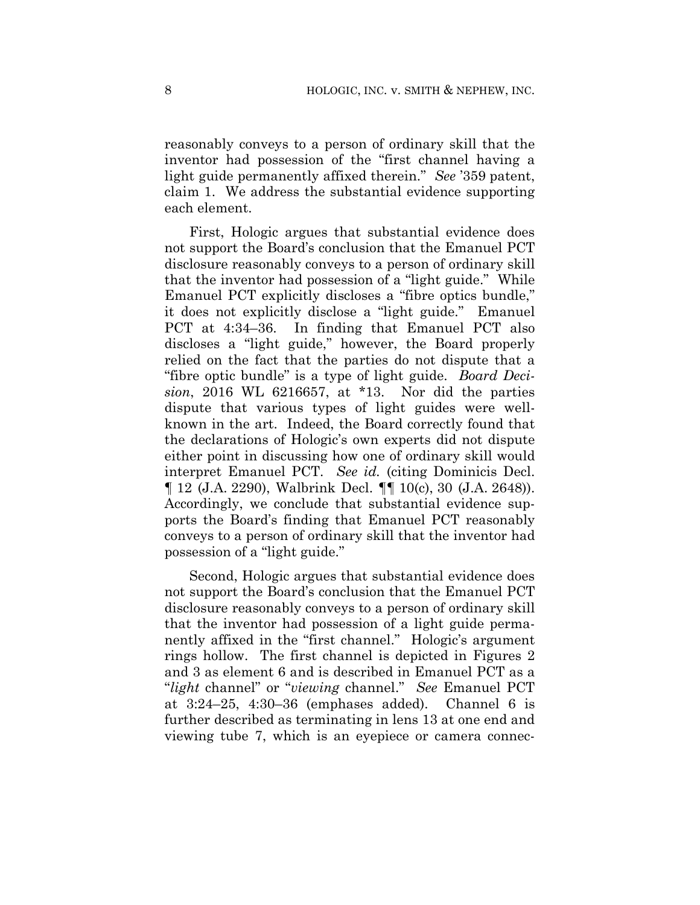reasonably conveys to a person of ordinary skill that the inventor had possession of the "first channel having a light guide permanently affixed therein." *See* '359 patent, claim 1. We address the substantial evidence supporting each element.

First, Hologic argues that substantial evidence does not support the Board's conclusion that the Emanuel PCT disclosure reasonably conveys to a person of ordinary skill that the inventor had possession of a "light guide." While Emanuel PCT explicitly discloses a "fibre optics bundle," it does not explicitly disclose a "light guide." Emanuel PCT at 4:34–36. In finding that Emanuel PCT also discloses a "light guide," however, the Board properly relied on the fact that the parties do not dispute that a "fibre optic bundle" is a type of light guide. *Board Decision*, 2016 WL 6216657, at *13. Nor did the parties dispute that various types of light guides were well-known in the art. Indeed, the Board correctly found that the declarations of Hologic's own experts did not dispute either point in discussing how one of ordinary skill would interpret Emanuel PCT. *See id.* (citing Dominicis Decl. ¶ 12 (J.A. 2290), Walbrink Decl. ¶¶ 10(c), 30 (J.A. 2648)). Accordingly, we conclude that substantial evidence supports the Board's finding that Emanuel PCT reasonably conveys to a person of ordinary skill that the inventor had possession of a "light guide."

Second, Hologic argues that substantial evidence does not support the Board's conclusion that the Emanuel PCT disclosure reasonably conveys to a person of ordinary skill that the inventor had possession of a light guide permanently affixed in the "first channel." Hologic's argument rings hollow. The first channel is depicted in Figures 2 and 3 as element 6 and is described in Emanuel PCT as a "*light* channel" or "*viewing* channel." *See* Emanuel PCT at 3:24–25, 4:30–36 (emphases added). Channel 6 is further described as terminating in lens 13 at one end and viewing tube 7, which is an eyepiece or camera connec-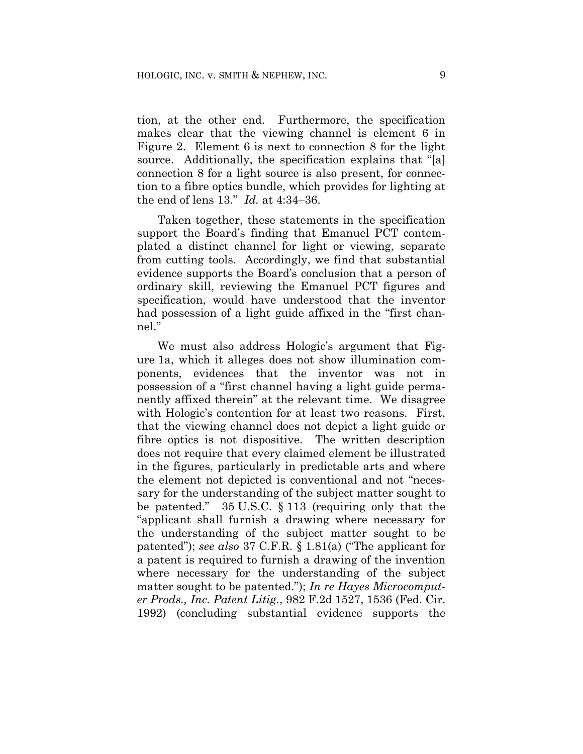tion, at the other end. Furthermore, the specification makes clear that the viewing channel is element 6 in Figure 2. Element 6 is next to connection 8 for the light source. Additionally, the specification explains that "[a] connection 8 for a light source is also present, for connection to a fibre optics bundle, which provides for lighting at the end of lens 13." *Id.* at 4:34–36.

Taken together, these statements in the specification support the Board's finding that Emanuel PCT contemplated a distinct channel for light or viewing, separate from cutting tools. Accordingly, we find that substantial evidence supports the Board's conclusion that a person of ordinary skill, reviewing the Emanuel PCT figures and specification, would have understood that the inventor had possession of a light guide affixed in the "first channel."

We must also address Hologic's argument that Figure 1a, which it alleges does not show illumination components, evidences that the inventor was not in possession of a "first channel having a light guide permanently affixed therein" at the relevant time. We disagree with Hologic's contention for at least two reasons. First, that the viewing channel does not depict a light guide or fibre optics is not dispositive. The written description does not require that every claimed element be illustrated in the figures, particularly in predictable arts and where the element not depicted is conventional and not "necessary for the understanding of the subject matter sought to be patented." 35 U.S.C. § 113 (requiring only that the "applicant shall furnish a drawing where necessary for the understanding of the subject matter sought to be patented"); *see also* 37 C.F.R. § 1.81(a) ("The applicant for a patent is required to furnish a drawing of the invention where necessary for the understanding of the subject matter sought to be patented."); *In re Hayes Microcomputer Prods., Inc. Patent Litig.*, 982 F.2d 1527, 1536 (Fed. Cir. 1992) (concluding substantial evidence supports the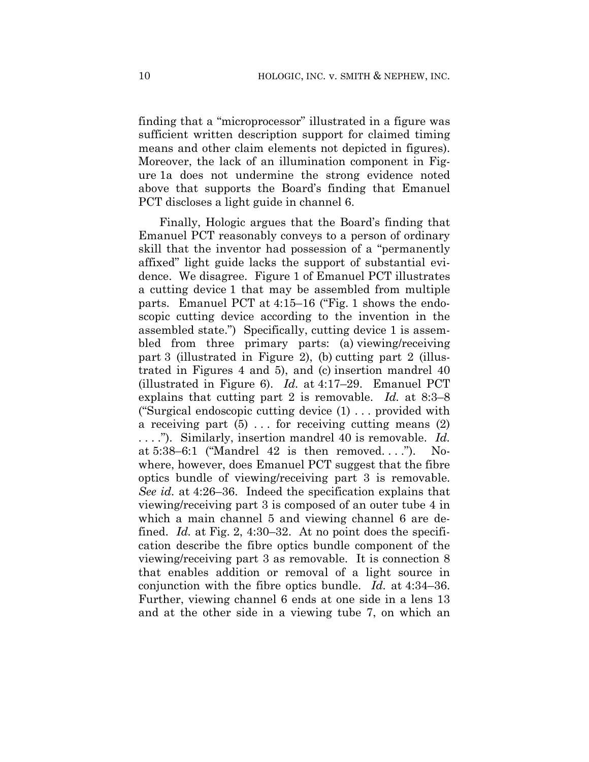finding that a "microprocessor" illustrated in a figure was sufficient written description support for claimed timing means and other claim elements not depicted in figures). Moreover, the lack of an illumination component in Figure 1a does not undermine the strong evidence noted above that supports the Board's finding that Emanuel PCT discloses a light guide in channel 6.

Finally, Hologic argues that the Board's finding that Emanuel PCT reasonably conveys to a person of ordinary skill that the inventor had possession of a "permanently affixed" light guide lacks the support of substantial evidence. We disagree. Figure 1 of Emanuel PCT illustrates a cutting device 1 that may be assembled from multiple parts. Emanuel PCT at 4:15–16 ("Fig. 1 shows the endoscopic cutting device according to the invention in the assembled state.") Specifically, cutting device 1 is assembled from three primary parts: (a) viewing/receiving part 3 (illustrated in Figure 2), (b) cutting part 2 (illustrated in Figures 4 and 5), and (c) insertion mandrel 40 (illustrated in Figure 6). *Id.* at 4:17–29. Emanuel PCT explains that cutting part 2 is removable. *Id.* at 8:3–8 ("Surgical endoscopic cutting device (1) . . . provided with a receiving part (5) . . . for receiving cutting means (2) . . . ."). Similarly, insertion mandrel 40 is removable. *Id.* at 5:38–6:1 ("Mandrel 42 is then removed. . . ."). Nowhere, however, does Emanuel PCT suggest that the fibre optics bundle of viewing/receiving part 3 is removable. *See id.* at 4:26–36. Indeed the specification explains that viewing/receiving part 3 is composed of an outer tube 4 in which a main channel 5 and viewing channel 6 are defined. *Id.* at Fig. 2, 4:30–32. At no point does the specification describe the fibre optics bundle component of the viewing/receiving part 3 as removable. It is connection 8 that enables addition or removal of a light source in conjunction with the fibre optics bundle. *Id.* at 4:34–36. Further, viewing channel 6 ends at one side in a lens 13 and at the other side in a viewing tube 7, on which an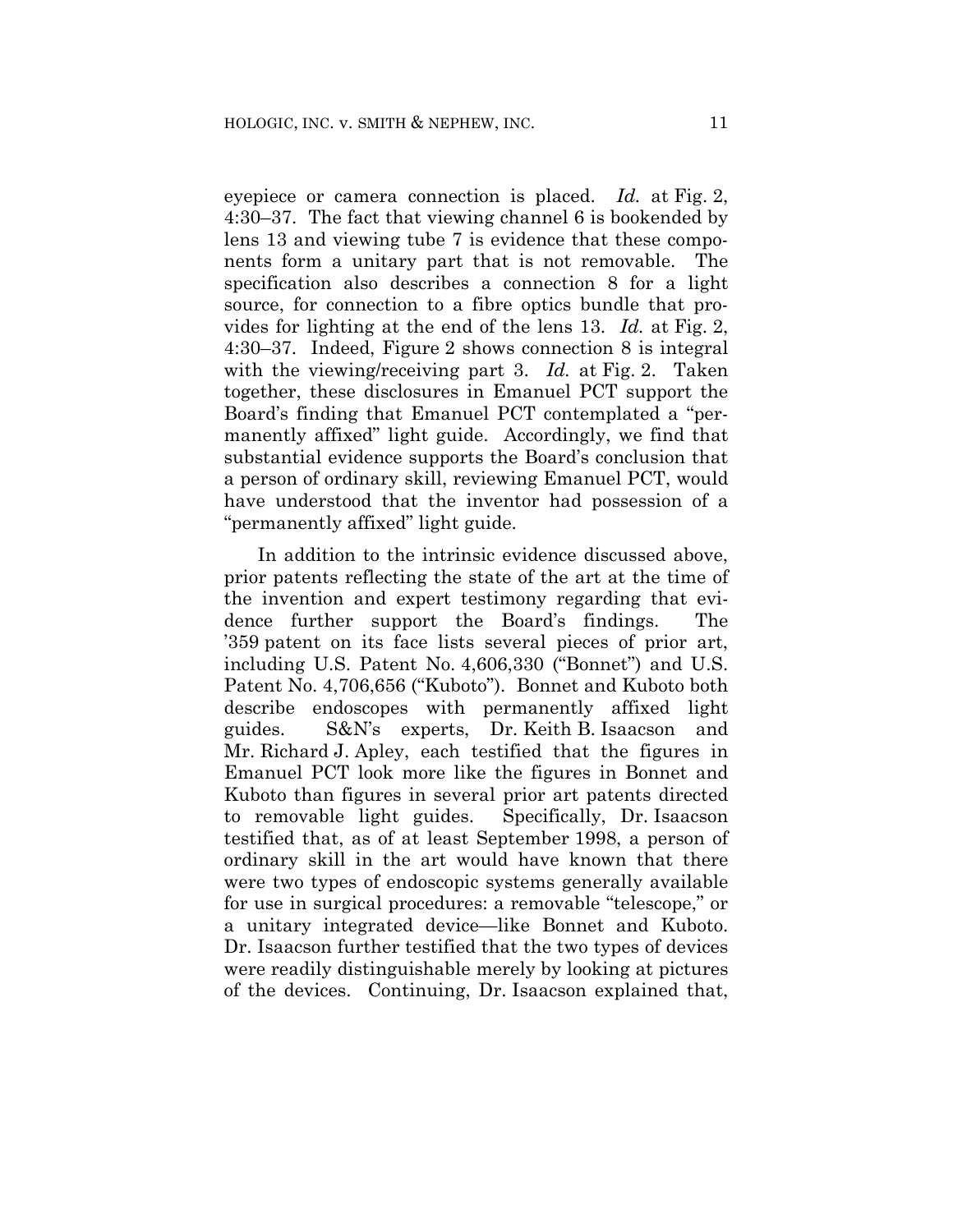eyepiece or camera connection is placed. *Id.* at Fig. 2, 4:30–37. The fact that viewing channel 6 is bookended by lens 13 and viewing tube 7 is evidence that these components form a unitary part that is not removable. The specification also describes a connection 8 for a light source, for connection to a fibre optics bundle that provides for lighting at the end of the lens 13. *Id.* at Fig. 2, 4:30–37. Indeed, Figure 2 shows connection 8 is integral with the viewing/receiving part 3. *Id.* at Fig. 2. Taken together, these disclosures in Emanuel PCT support the Board's finding that Emanuel PCT contemplated a "permanently affixed" light guide. Accordingly, we find that substantial evidence supports the Board's conclusion that a person of ordinary skill, reviewing Emanuel PCT, would have understood that the inventor had possession of a "permanently affixed" light guide.

In addition to the intrinsic evidence discussed above, prior patents reflecting the state of the art at the time of the invention and expert testimony regarding that evidence further support the Board's findings. The '359 patent on its face lists several pieces of prior art, including U.S. Patent No. 4,606,330 ("Bonnet") and U.S. Patent No. 4,706,656 ("Kuboto"). Bonnet and Kuboto both describe endoscopes with permanently affixed light guides. S&N's experts, Dr. Keith B. Isaacson and Mr. Richard J. Apley, each testified that the figures in Emanuel PCT look more like the figures in Bonnet and Kuboto than figures in several prior art patents directed to removable light guides. Specifically, Dr. Isaacson testified that, as of at least September 1998, a person of ordinary skill in the art would have known that there were two types of endoscopic systems generally available for use in surgical procedures: a removable "telescope," or a unitary integrated device—like Bonnet and Kuboto. Dr. Isaacson further testified that the two types of devices were readily distinguishable merely by looking at pictures of the devices. Continuing, Dr. Isaacson explained that,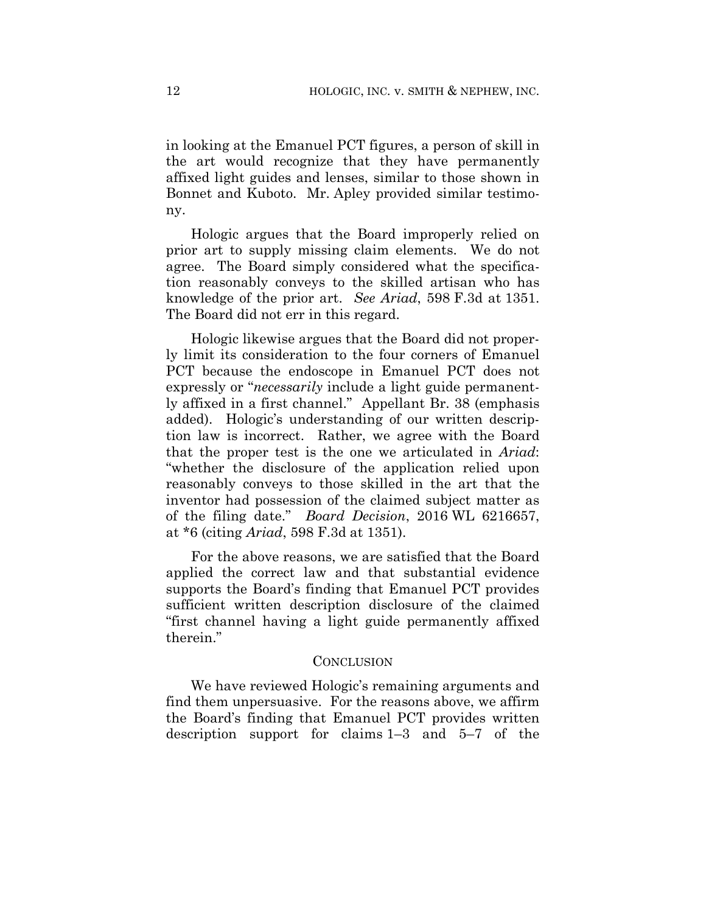in looking at the Emanuel PCT figures, a person of skill in the art would recognize that they have permanently affixed light guides and lenses, similar to those shown in Bonnet and Kuboto. Mr. Apley provided similar testimony.

Hologic argues that the Board improperly relied on prior art to supply missing claim elements. We do not agree. The Board simply considered what the specification reasonably conveys to the skilled artisan who has knowledge of the prior art. *See Ariad*, 598 F.3d at 1351. The Board did not err in this regard.

Hologic likewise argues that the Board did not properly limit its consideration to the four corners of Emanuel PCT because the endoscope in Emanuel PCT does not expressly or "*necessarily* include a light guide permanently affixed in a first channel." Appellant Br. 38 (emphasis added). Hologic's understanding of our written description law is incorrect. Rather, we agree with the Board that the proper test is the one we articulated in *Ariad*: "whether the disclosure of the application relied upon reasonably conveys to those skilled in the art that the inventor had possession of the claimed subject matter as of the filing date." *Board Decision*, 2016 WL 6216657, at *6 (citing *Ariad*, 598 F.3d at 1351).

For the above reasons, we are satisfied that the Board applied the correct law and that substantial evidence supports the Board's finding that Emanuel PCT provides sufficient written description disclosure of the claimed "first channel having a light guide permanently affixed therein."

## CONCLUSION

We have reviewed Hologic's remaining arguments and find them unpersuasive. For the reasons above, we affirm the Board's finding that Emanuel PCT provides written description support for claims 1–3 and 5–7 of the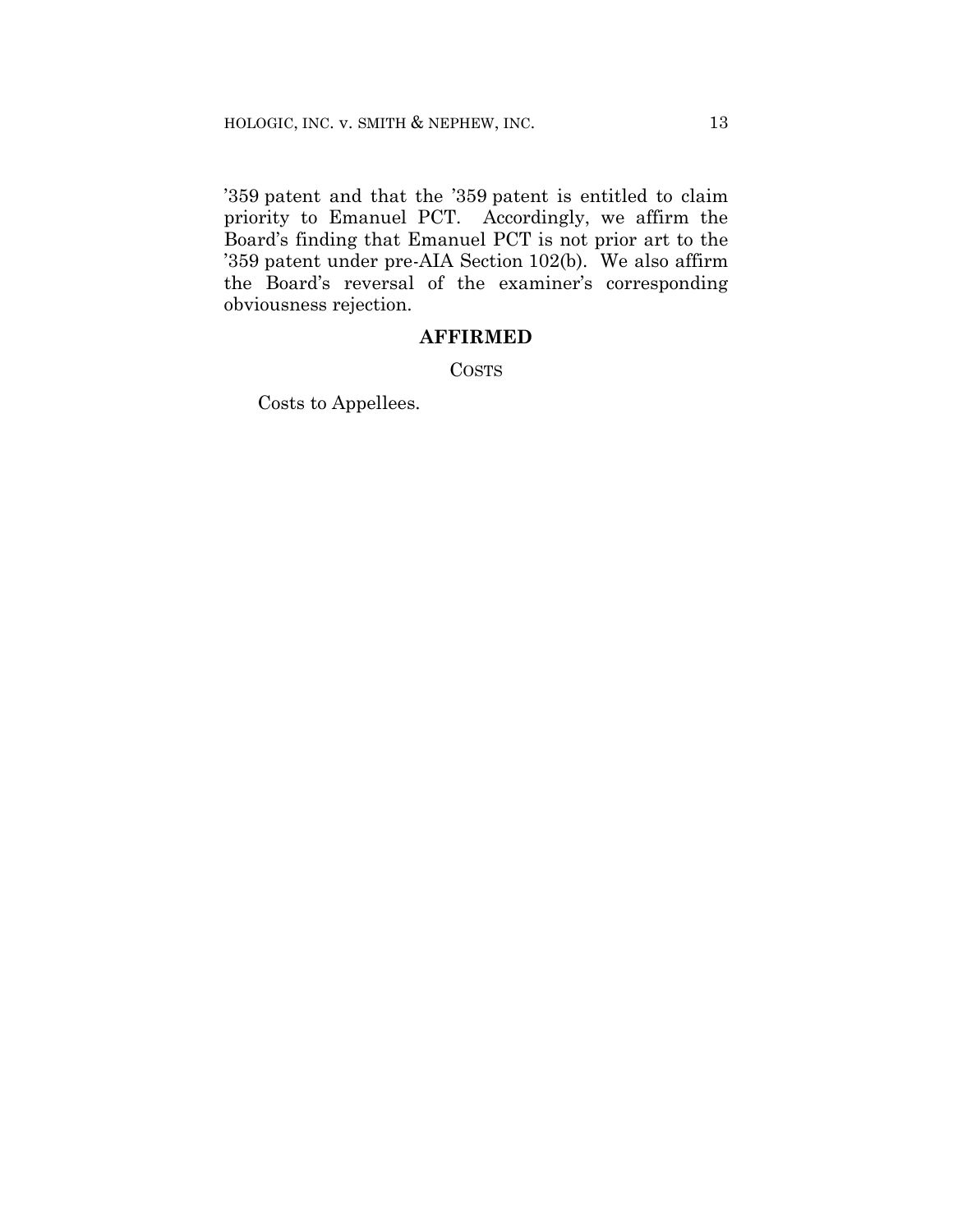'359 patent and that the '359 patent is entitled to claim priority to Emanuel PCT. Accordingly, we affirm the Board's finding that Emanuel PCT is not prior art to the '359 patent under pre-AIA Section 102(b). We also affirm the Board's reversal of the examiner's corresponding obviousness rejection.

**AFFIRMED**

COSTS

Costs to Appellees.